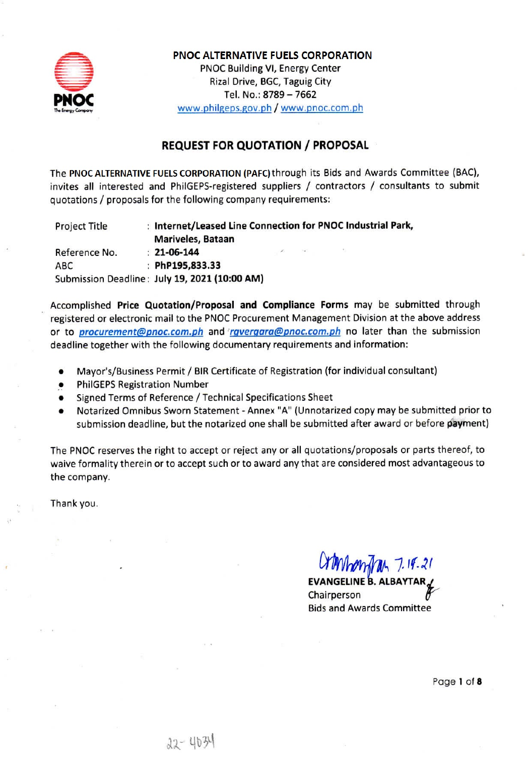**PNOC ALTERNATIVE FUELS CORPORATION**
PNOC Building VI, Energy Center
Rizal Drive, BGC, Taguig City
Tel. No.: 8789 – 7662
www.philgeps.gov.ph / www.pnoc.com.ph

## REQUEST FOR QUOTATION / PROPOSAL

The **PNOC ALTERNATIVE FUELS CORPORATION (PAFC)** through its Bids and Awards Committee (BAC), invites all interested and PhilGEPS-registered suppliers / contractors / consultants to submit quotations / proposals for the following company requirements:

| | |
|---|---|
| Project Title | : **Internet/Leased Line Connection for PNOC Industrial Park, Mariveles, Bataan** |
| Reference No. | : **21-06-144** |
| ABC | : **PhP195,833.33** |
| Submission Deadline | : **July 19, 2021 (10:00 AM)** |

Accomplished **Price Quotation/Proposal and Compliance Forms** may be submitted through registered or electronic mail to the PNOC Procurement Management Division at the above address or to ***procurement@pnoc.com.ph*** and ***rgvergara@pnoc.com.ph*** no later than the submission deadline together with the following documentary requirements and information:

- Mayor's/Business Permit / BIR Certificate of Registration (for individual consultant)
- PhilGEPS Registration Number
- Signed Terms of Reference / Technical Specifications Sheet
- Notarized Omnibus Sworn Statement - Annex "A" (Unnotarized copy may be submitted prior to submission deadline, but the notarized one shall be submitted after award or before payment)

The PNOC reserves the right to accept or reject any or all quotations/proposals or parts thereof, to waive formality therein or to accept such or to award any that are considered most advantageous to the company.

Thank you.

7.14.21

**EVANGELINE B. ALBAYTAR**
Chairperson
Bids and Awards Committee

22-4034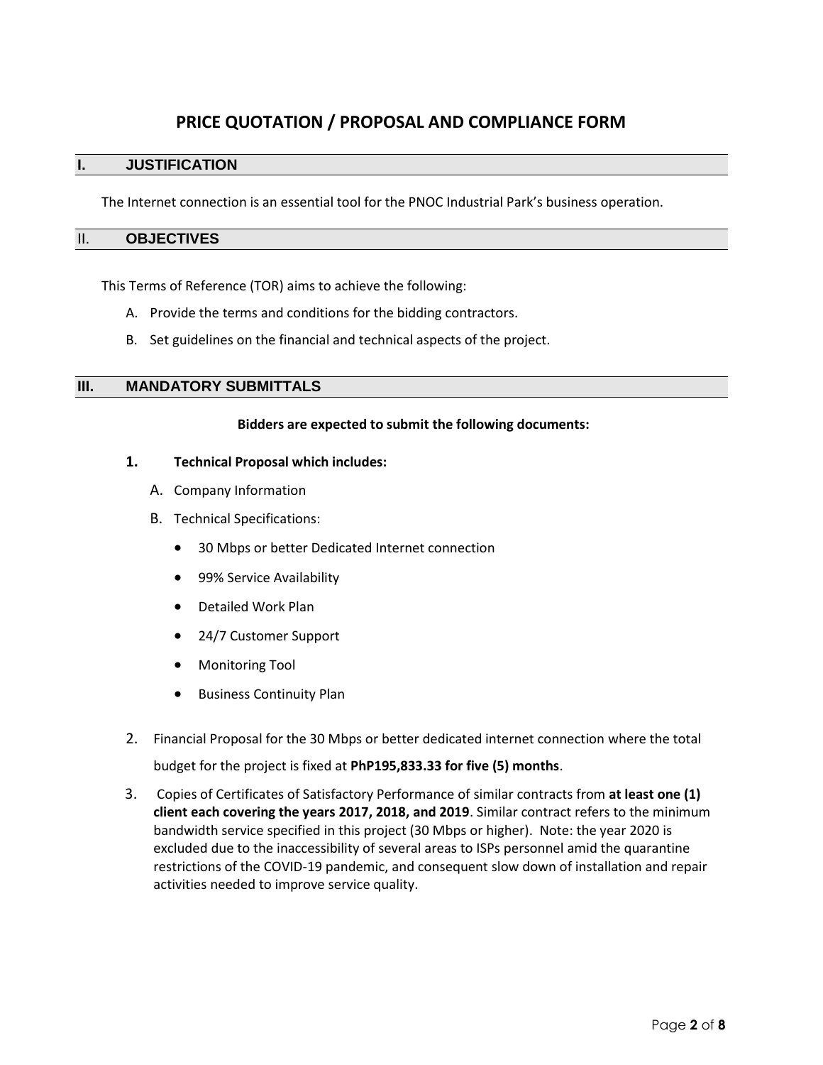# PRICE QUOTATION / PROPOSAL AND COMPLIANCE FORM

## I. JUSTIFICATION

The Internet connection is an essential tool for the PNOC Industrial Park's business operation.

## II. OBJECTIVES

This Terms of Reference (TOR) aims to achieve the following:

A. Provide the terms and conditions for the bidding contractors.

B. Set guidelines on the financial and technical aspects of the project.

## III. MANDATORY SUBMITTALS

**Bidders are expected to submit the following documents:**

1. **Technical Proposal which includes:**

   A. Company Information

   B. Technical Specifications:

   - 30 Mbps or better Dedicated Internet connection
   - 99% Service Availability
   - Detailed Work Plan
   - 24/7 Customer Support
   - Monitoring Tool
   - Business Continuity Plan

2. Financial Proposal for the 30 Mbps or better dedicated internet connection where the total budget for the project is fixed at **PhP195,833.33 for five (5) months**.

3. Copies of Certificates of Satisfactory Performance of similar contracts from **at least one (1) client each covering the years 2017, 2018, and 2019**. Similar contract refers to the minimum bandwidth service specified in this project (30 Mbps or higher). Note: the year 2020 is excluded due to the inaccessibility of several areas to ISPs personnel amid the quarantine restrictions of the COVID-19 pandemic, and consequent slow down of installation and repair activities needed to improve service quality.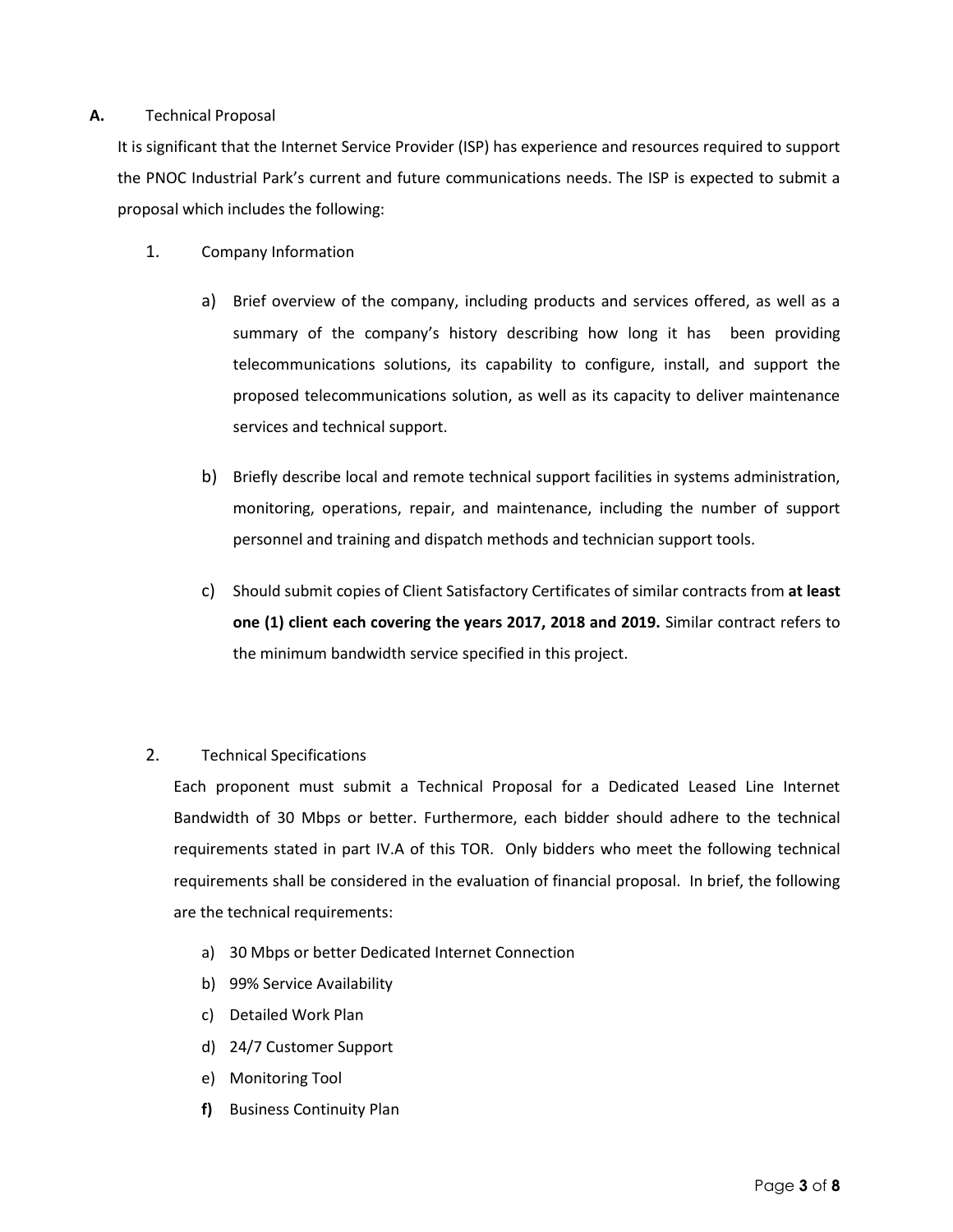**A.** Technical Proposal

It is significant that the Internet Service Provider (ISP) has experience and resources required to support the PNOC Industrial Park's current and future communications needs. The ISP is expected to submit a proposal which includes the following:

1. Company Information

   a) Brief overview of the company, including products and services offered, as well as a summary of the company's history describing how long it has been providing telecommunications solutions, its capability to configure, install, and support the proposed telecommunications solution, as well as its capacity to deliver maintenance services and technical support.

   b) Briefly describe local and remote technical support facilities in systems administration, monitoring, operations, repair, and maintenance, including the number of support personnel and training and dispatch methods and technician support tools.

   c) Should submit copies of Client Satisfactory Certificates of similar contracts from **at least one (1) client each covering the years 2017, 2018 and 2019.** Similar contract refers to the minimum bandwidth service specified in this project.

2. Technical Specifications

   Each proponent must submit a Technical Proposal for a Dedicated Leased Line Internet Bandwidth of 30 Mbps or better. Furthermore, each bidder should adhere to the technical requirements stated in part IV.A of this TOR. Only bidders who meet the following technical requirements shall be considered in the evaluation of financial proposal. In brief, the following are the technical requirements:

   a) 30 Mbps or better Dedicated Internet Connection
   b) 99% Service Availability
   c) Detailed Work Plan
   d) 24/7 Customer Support
   e) Monitoring Tool
   **f)** Business Continuity Plan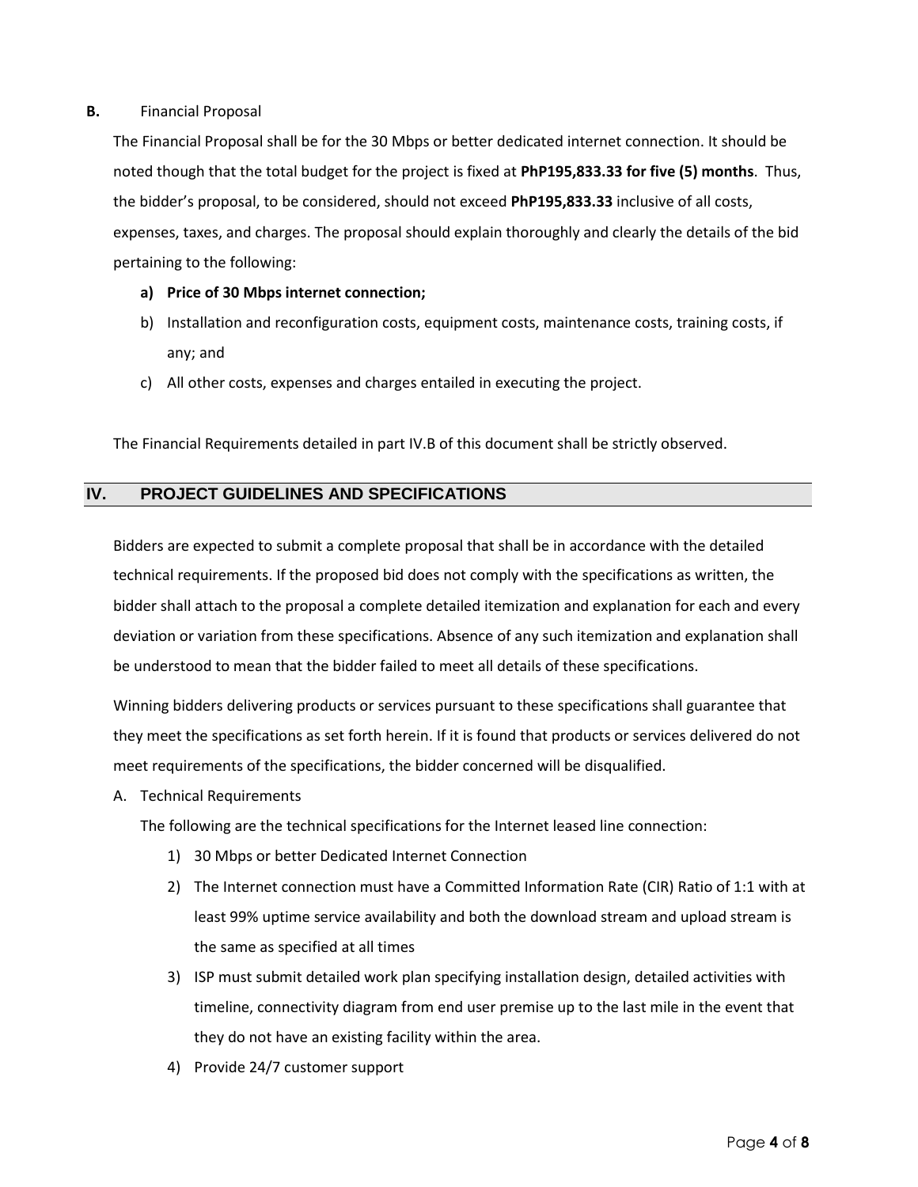**B.** Financial Proposal

The Financial Proposal shall be for the 30 Mbps or better dedicated internet connection. It should be noted though that the total budget for the project is fixed at **PhP195,833.33 for five (5) months**. Thus, the bidder's proposal, to be considered, should not exceed **PhP195,833.33** inclusive of all costs, expenses, taxes, and charges. The proposal should explain thoroughly and clearly the details of the bid pertaining to the following:

**a) Price of 30 Mbps internet connection;**

b) Installation and reconfiguration costs, equipment costs, maintenance costs, training costs, if any; and

c) All other costs, expenses and charges entailed in executing the project.

The Financial Requirements detailed in part IV.B of this document shall be strictly observed.

## IV. PROJECT GUIDELINES AND SPECIFICATIONS

Bidders are expected to submit a complete proposal that shall be in accordance with the detailed technical requirements. If the proposed bid does not comply with the specifications as written, the bidder shall attach to the proposal a complete detailed itemization and explanation for each and every deviation or variation from these specifications. Absence of any such itemization and explanation shall be understood to mean that the bidder failed to meet all details of these specifications.

Winning bidders delivering products or services pursuant to these specifications shall guarantee that they meet the specifications as set forth herein. If it is found that products or services delivered do not meet requirements of the specifications, the bidder concerned will be disqualified.

A. Technical Requirements

The following are the technical specifications for the Internet leased line connection:

1) 30 Mbps or better Dedicated Internet Connection
2) The Internet connection must have a Committed Information Rate (CIR) Ratio of 1:1 with at least 99% uptime service availability and both the download stream and upload stream is the same as specified at all times
3) ISP must submit detailed work plan specifying installation design, detailed activities with timeline, connectivity diagram from end user premise up to the last mile in the event that they do not have an existing facility within the area.
4) Provide 24/7 customer support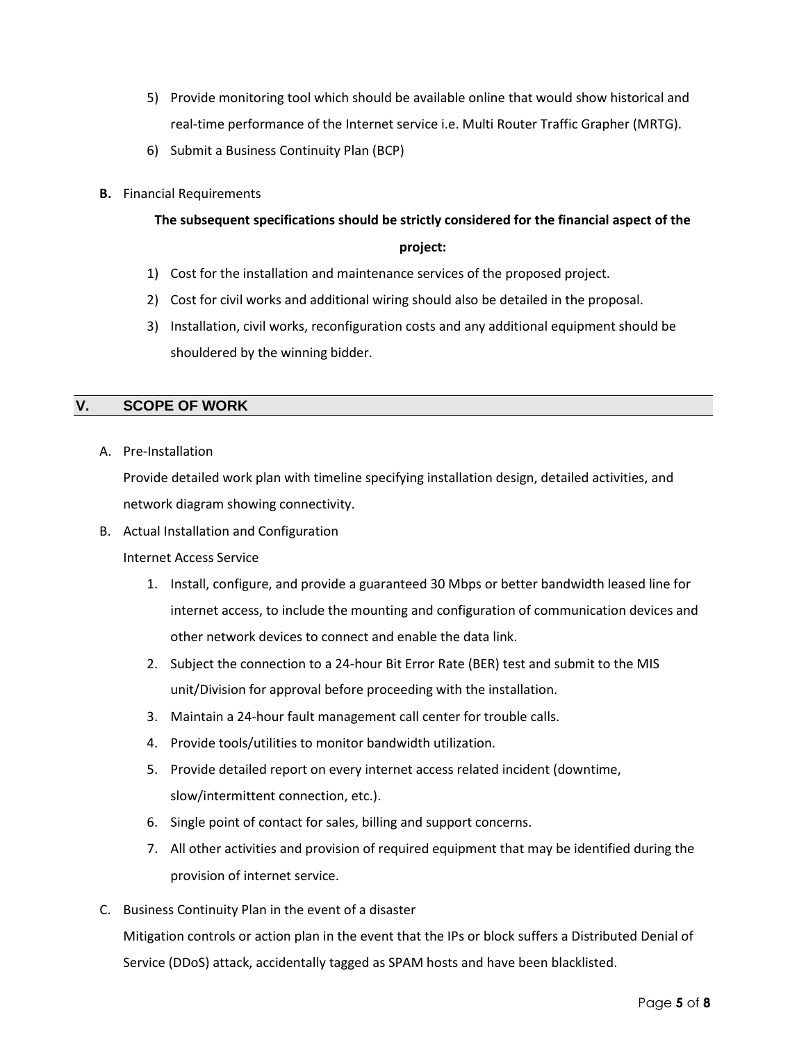5) Provide monitoring tool which should be available online that would show historical and real-time performance of the Internet service i.e. Multi Router Traffic Grapher (MRTG).
6) Submit a Business Continuity Plan (BCP)

**B.** Financial Requirements

**The subsequent specifications should be strictly considered for the financial aspect of the project:**

1) Cost for the installation and maintenance services of the proposed project.
2) Cost for civil works and additional wiring should also be detailed in the proposal.
3) Installation, civil works, reconfiguration costs and any additional equipment should be shouldered by the winning bidder.

## V. SCOPE OF WORK

A. Pre-Installation

Provide detailed work plan with timeline specifying installation design, detailed activities, and network diagram showing connectivity.

B. Actual Installation and Configuration

Internet Access Service

1. Install, configure, and provide a guaranteed 30 Mbps or better bandwidth leased line for internet access, to include the mounting and configuration of communication devices and other network devices to connect and enable the data link.
2. Subject the connection to a 24-hour Bit Error Rate (BER) test and submit to the MIS unit/Division for approval before proceeding with the installation.
3. Maintain a 24-hour fault management call center for trouble calls.
4. Provide tools/utilities to monitor bandwidth utilization.
5. Provide detailed report on every internet access related incident (downtime, slow/intermittent connection, etc.).
6. Single point of contact for sales, billing and support concerns.
7. All other activities and provision of required equipment that may be identified during the provision of internet service.

C. Business Continuity Plan in the event of a disaster

Mitigation controls or action plan in the event that the IPs or block suffers a Distributed Denial of Service (DDoS) attack, accidentally tagged as SPAM hosts and have been blacklisted.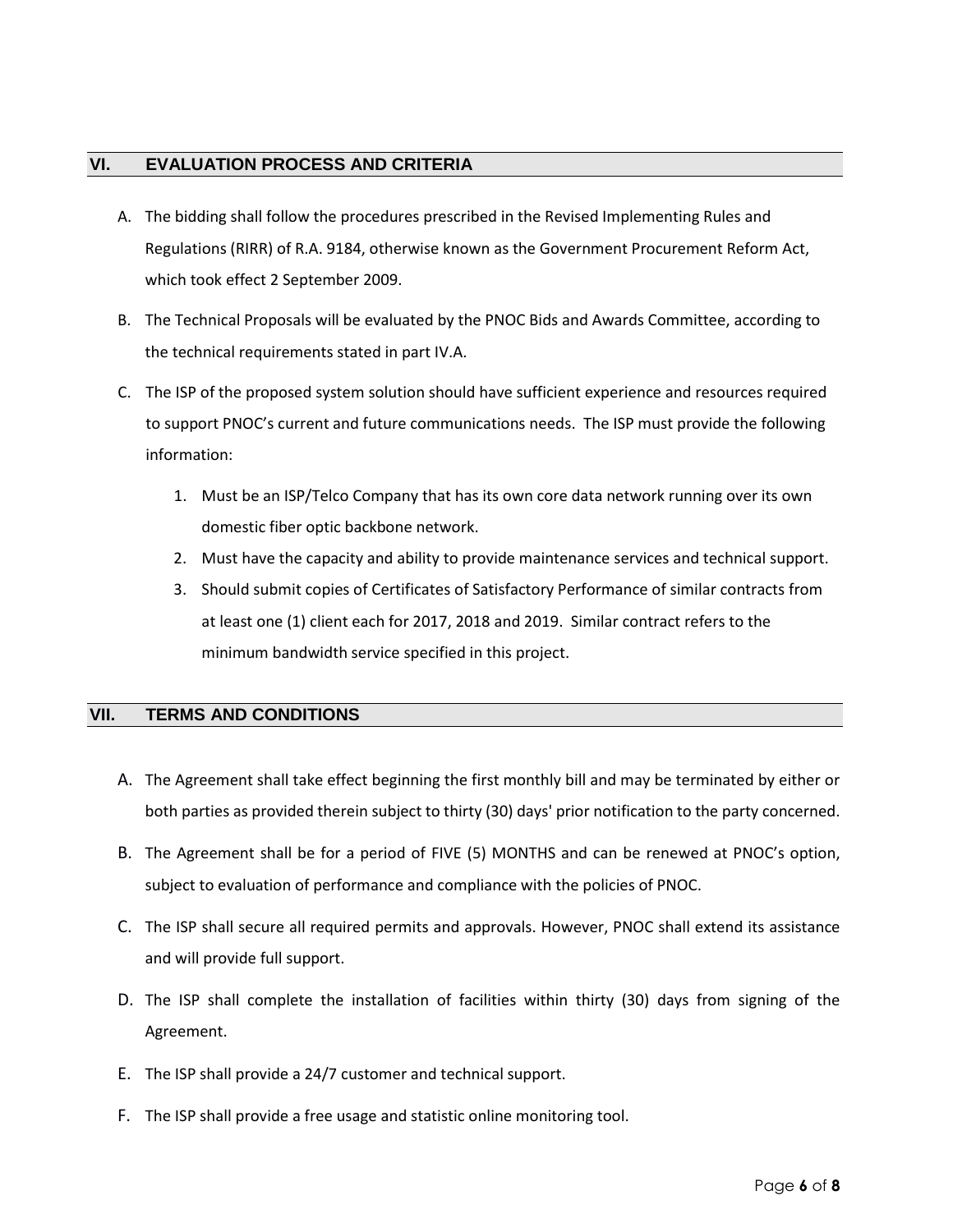## VI. EVALUATION PROCESS AND CRITERIA

A. The bidding shall follow the procedures prescribed in the Revised Implementing Rules and Regulations (RIRR) of R.A. 9184, otherwise known as the Government Procurement Reform Act, which took effect 2 September 2009.

B. The Technical Proposals will be evaluated by the PNOC Bids and Awards Committee, according to the technical requirements stated in part IV.A.

C. The ISP of the proposed system solution should have sufficient experience and resources required to support PNOC's current and future communications needs. The ISP must provide the following information:

   1. Must be an ISP/Telco Company that has its own core data network running over its own domestic fiber optic backbone network.
   2. Must have the capacity and ability to provide maintenance services and technical support.
   3. Should submit copies of Certificates of Satisfactory Performance of similar contracts from at least one (1) client each for 2017, 2018 and 2019. Similar contract refers to the minimum bandwidth service specified in this project.

## VII. TERMS AND CONDITIONS

A. The Agreement shall take effect beginning the first monthly bill and may be terminated by either or both parties as provided therein subject to thirty (30) days' prior notification to the party concerned.

B. The Agreement shall be for a period of FIVE (5) MONTHS and can be renewed at PNOC's option, subject to evaluation of performance and compliance with the policies of PNOC.

C. The ISP shall secure all required permits and approvals. However, PNOC shall extend its assistance and will provide full support.

D. The ISP shall complete the installation of facilities within thirty (30) days from signing of the Agreement.

E. The ISP shall provide a 24/7 customer and technical support.

F. The ISP shall provide a free usage and statistic online monitoring tool.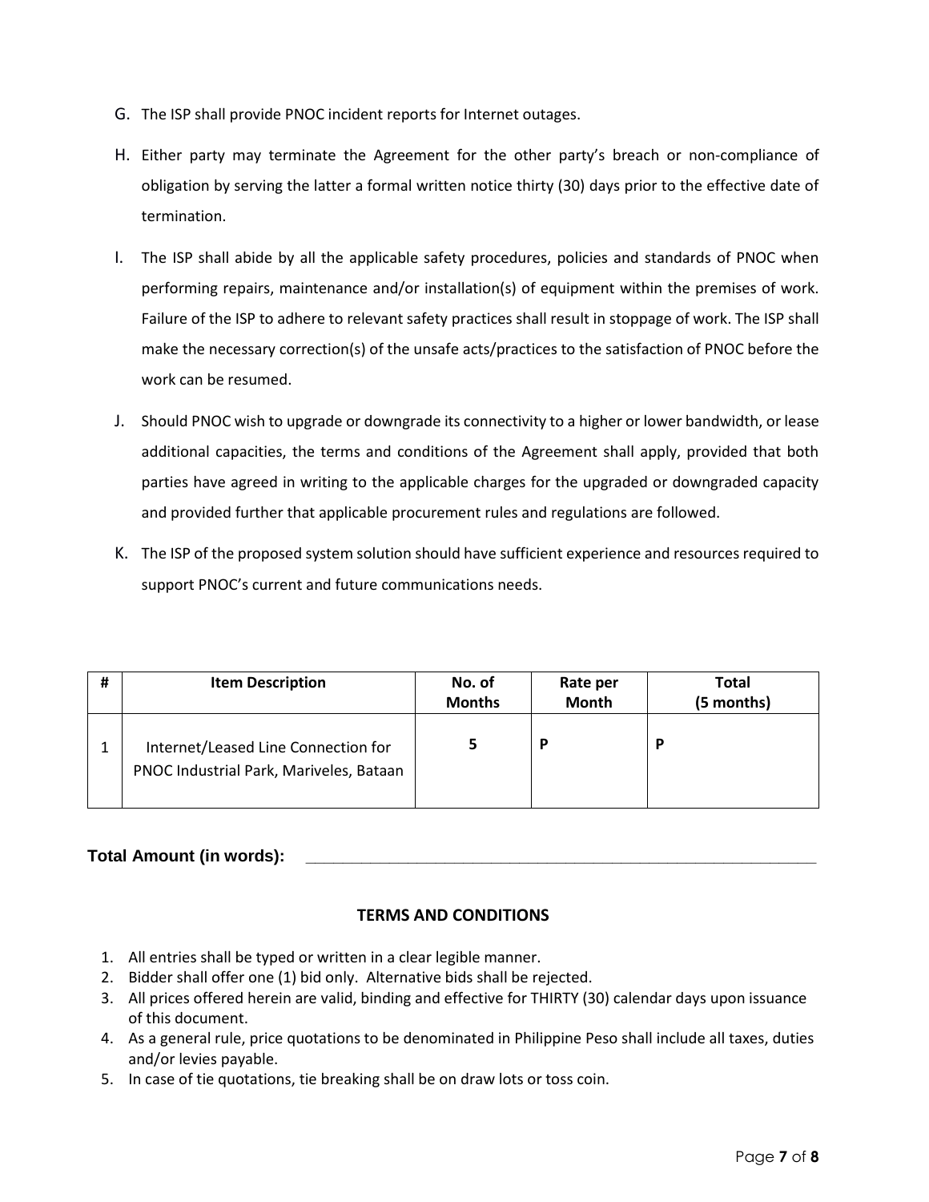G. The ISP shall provide PNOC incident reports for Internet outages.

H. Either party may terminate the Agreement for the other party's breach or non-compliance of obligation by serving the latter a formal written notice thirty (30) days prior to the effective date of termination.

I. The ISP shall abide by all the applicable safety procedures, policies and standards of PNOC when performing repairs, maintenance and/or installation(s) of equipment within the premises of work. Failure of the ISP to adhere to relevant safety practices shall result in stoppage of work. The ISP shall make the necessary correction(s) of the unsafe acts/practices to the satisfaction of PNOC before the work can be resumed.

J. Should PNOC wish to upgrade or downgrade its connectivity to a higher or lower bandwidth, or lease additional capacities, the terms and conditions of the Agreement shall apply, provided that both parties have agreed in writing to the applicable charges for the upgraded or downgraded capacity and provided further that applicable procurement rules and regulations are followed.

K. The ISP of the proposed system solution should have sufficient experience and resources required to support PNOC's current and future communications needs.

| # | Item Description | No. of Months | Rate per Month | Total (5 months) |
|---|---|---|---|---|
| 1 | Internet/Leased Line Connection for PNOC Industrial Park, Mariveles, Bataan | **5** | **P** | **P** |

**Total Amount (in words):** \_\_\_\_\_\_\_\_\_\_\_\_\_\_\_\_\_\_\_\_\_\_\_\_\_\_\_\_\_\_\_\_\_\_\_\_\_\_\_\_\_\_\_\_\_\_\_\_\_\_\_\_

**TERMS AND CONDITIONS**

1. All entries shall be typed or written in a clear legible manner.
2. Bidder shall offer one (1) bid only. Alternative bids shall be rejected.
3. All prices offered herein are valid, binding and effective for THIRTY (30) calendar days upon issuance of this document.
4. As a general rule, price quotations to be denominated in Philippine Peso shall include all taxes, duties and/or levies payable.
5. In case of tie quotations, tie breaking shall be on draw lots or toss coin.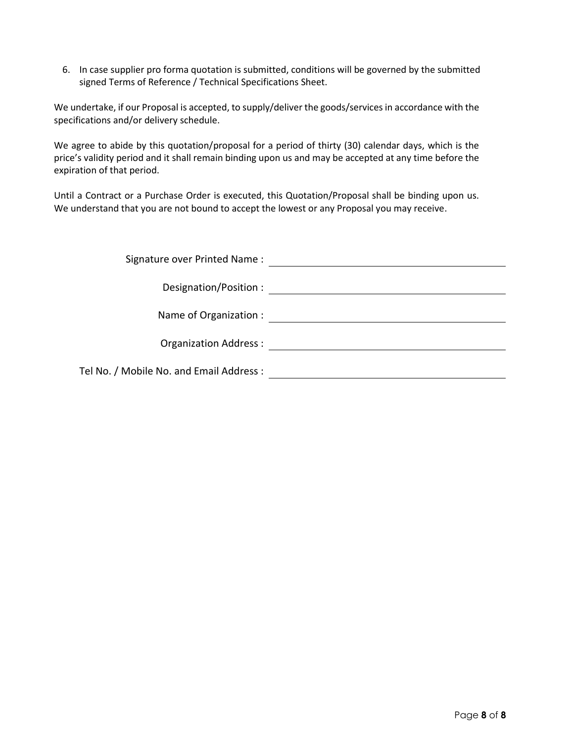6. In case supplier pro forma quotation is submitted, conditions will be governed by the submitted signed Terms of Reference / Technical Specifications Sheet.

We undertake, if our Proposal is accepted, to supply/deliver the goods/services in accordance with the specifications and/or delivery schedule.

We agree to abide by this quotation/proposal for a period of thirty (30) calendar days, which is the price's validity period and it shall remain binding upon us and may be accepted at any time before the expiration of that period.

Until a Contract or a Purchase Order is executed, this Quotation/Proposal shall be binding upon us. We understand that you are not bound to accept the lowest or any Proposal you may receive.

Signature over Printed Name : \_\_\_\_\_\_\_\_\_\_\_\_\_\_\_\_\_\_\_\_\_\_\_\_\_\_\_\_\_\_

Designation/Position : \_\_\_\_\_\_\_\_\_\_\_\_\_\_\_\_\_\_\_\_\_\_\_\_\_\_\_\_\_\_

Name of Organization : \_\_\_\_\_\_\_\_\_\_\_\_\_\_\_\_\_\_\_\_\_\_\_\_\_\_\_\_\_\_

Organization Address : \_\_\_\_\_\_\_\_\_\_\_\_\_\_\_\_\_\_\_\_\_\_\_\_\_\_\_\_\_\_

Tel No. / Mobile No. and Email Address : \_\_\_\_\_\_\_\_\_\_\_\_\_\_\_\_\_\_\_\_\_\_\_\_\_\_\_\_\_\_